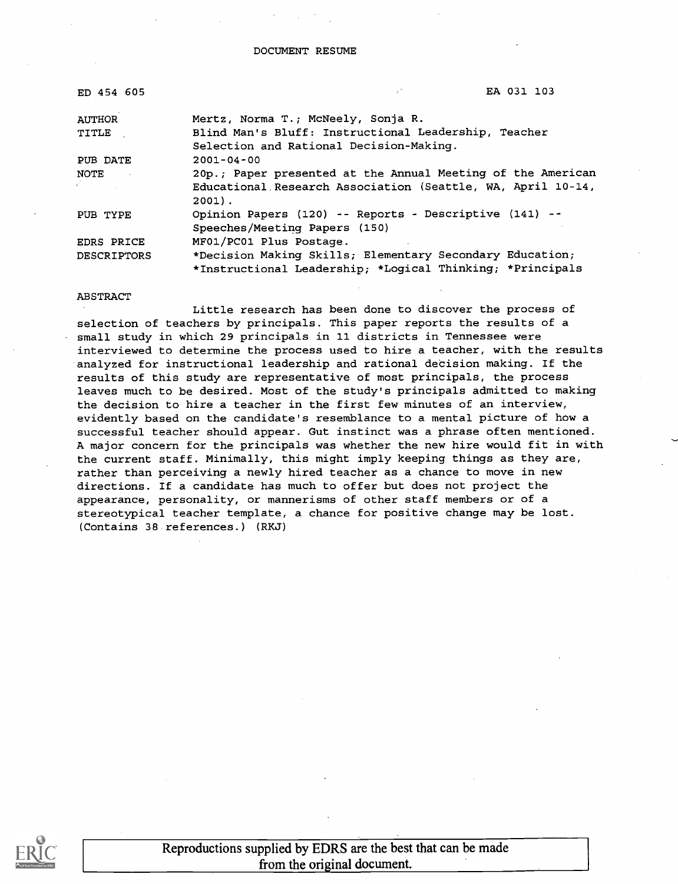DOCUMENT RESUME

| | |
|---|---|
| ED 454 605 | EA 031 103 |
| AUTHOR | Mertz, Norma T.; McNeely, Sonja R. |
| TITLE | Blind Man's Bluff: Instructional Leadership, Teacher Selection and Rational Decision-Making. |
| PUB DATE | 2001-04-00 |
| NOTE | 20p.; Paper presented at the Annual Meeting of the American Educational Research Association (Seattle, WA, April 10-14, 2001). |
| PUB TYPE | Opinion Papers (120) -- Reports - Descriptive (141) -- Speeches/Meeting Papers (150) |
| EDRS PRICE | MF01/PC01 Plus Postage. |
| DESCRIPTORS | *Decision Making Skills; Elementary Secondary Education; *Instructional Leadership; *Logical Thinking; *Principals |

ABSTRACT

Little research has been done to discover the process of selection of teachers by principals. This paper reports the results of a small study in which 29 principals in 11 districts in Tennessee were interviewed to determine the process used to hire a teacher, with the results analyzed for instructional leadership and rational decision making. If the results of this study are representative of most principals, the process leaves much to be desired. Most of the study's principals admitted to making the decision to hire a teacher in the first few minutes of an interview, evidently based on the candidate's resemblance to a mental picture of how a successful teacher should appear. Gut instinct was a phrase often mentioned. A major concern for the principals was whether the new hire would fit in with the current staff. Minimally, this might imply keeping things as they are, rather than perceiving a newly hired teacher as a chance to move in new directions. If a candidate has much to offer but does not project the appearance, personality, or mannerisms of other staff members or of a stereotypical teacher template, a chance for positive change may be lost. (Contains 38 references.) (RKJ)

Reproductions supplied by EDRS are the best that can be made from the original document.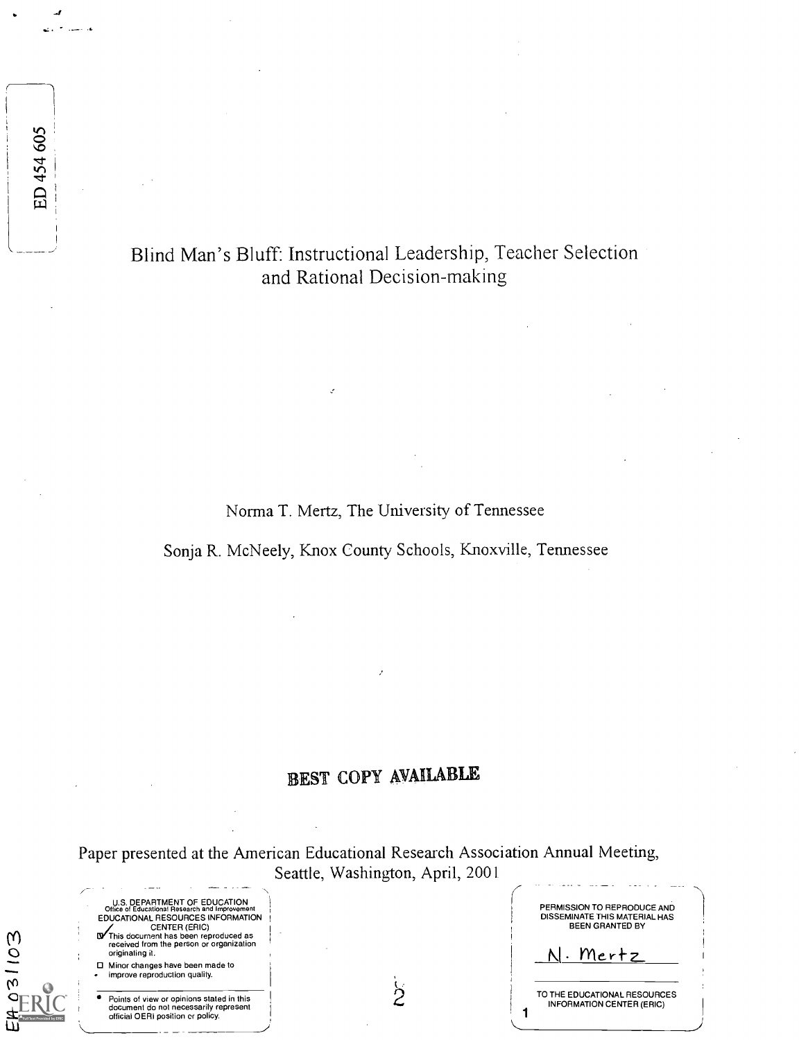ED 454 605

# Blind Man's Bluff: Instructional Leadership, Teacher Selection and Rational Decision-making

Norma T. Mertz, The University of Tennessee

Sonja R. McNeely, Knox County Schools, Knoxville, Tennessee

**BEST COPY AVAILABLE**

Paper presented at the American Educational Research Association Annual Meeting, Seattle, Washington, April, 2001

U.S. DEPARTMENT OF EDUCATION
Office of Educational Research and Improvement
EDUCATIONAL RESOURCES INFORMATION CENTER (ERIC)

- [x] This document has been reproduced as received from the person or organization originating it.
- [ ] Minor changes have been made to improve reproduction quality.

- Points of view or opinions stated in this document do not necessarily represent official OERI position or policy.

PERMISSION TO REPRODUCE AND DISSEMINATE THIS MATERIAL HAS BEEN GRANTED BY

N. Mertz

TO THE EDUCATIONAL RESOURCES INFORMATION CENTER (ERIC)

EA 031103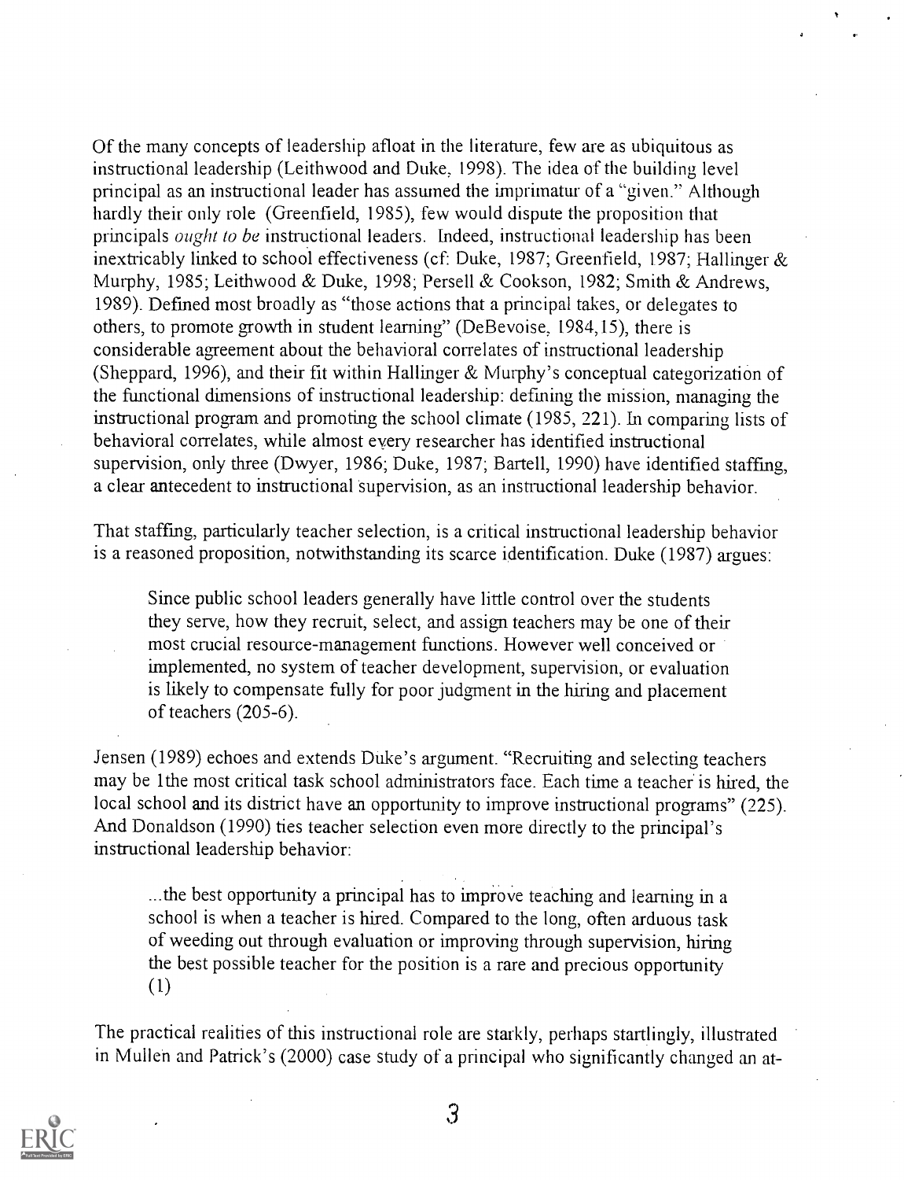Of the many concepts of leadership afloat in the literature, few are as ubiquitous as instructional leadership (Leithwood and Duke, 1998). The idea of the building level principal as an instructional leader has assumed the imprimatur of a "given." Although hardly their only role (Greenfield, 1985), few would dispute the proposition that principals *ought to be* instructional leaders. Indeed, instructional leadership has been inextricably linked to school effectiveness (cf: Duke, 1987; Greenfield, 1987; Hallinger & Murphy, 1985; Leithwood & Duke, 1998; Persell & Cookson, 1982; Smith & Andrews, 1989). Defined most broadly as "those actions that a principal takes, or delegates to others, to promote growth in student learning" (DeBevoise, 1984,15), there is considerable agreement about the behavioral correlates of instructional leadership (Sheppard, 1996), and their fit within Hallinger & Murphy's conceptual categorization of the functional dimensions of instructional leadership: defining the mission, managing the instructional program and promoting the school climate (1985, 221). In comparing lists of behavioral correlates, while almost every researcher has identified instructional supervision, only three (Dwyer, 1986; Duke, 1987; Bartell, 1990) have identified staffing, a clear antecedent to instructional supervision, as an instructional leadership behavior.

That staffing, particularly teacher selection, is a critical instructional leadership behavior is a reasoned proposition, notwithstanding its scarce identification. Duke (1987) argues:

> Since public school leaders generally have little control over the students they serve, how they recruit, select, and assign teachers may be one of their most crucial resource-management functions. However well conceived or implemented, no system of teacher development, supervision, or evaluation is likely to compensate fully for poor judgment in the hiring and placement of teachers (205-6).

Jensen (1989) echoes and extends Duke's argument. "Recruiting and selecting teachers may be 1the most critical task school administrators face. Each time a teacher is hired, the local school and its district have an opportunity to improve instructional programs" (225). And Donaldson (1990) ties teacher selection even more directly to the principal's instructional leadership behavior:

> ...the best opportunity a principal has to improve teaching and learning in a school is when a teacher is hired. Compared to the long, often arduous task of weeding out through evaluation or improving through supervision, hiring the best possible teacher for the position is a rare and precious opportunity (1)

The practical realities of this instructional role are starkly, perhaps startlingly, illustrated in Mullen and Patrick's (2000) case study of a principal who significantly changed an at-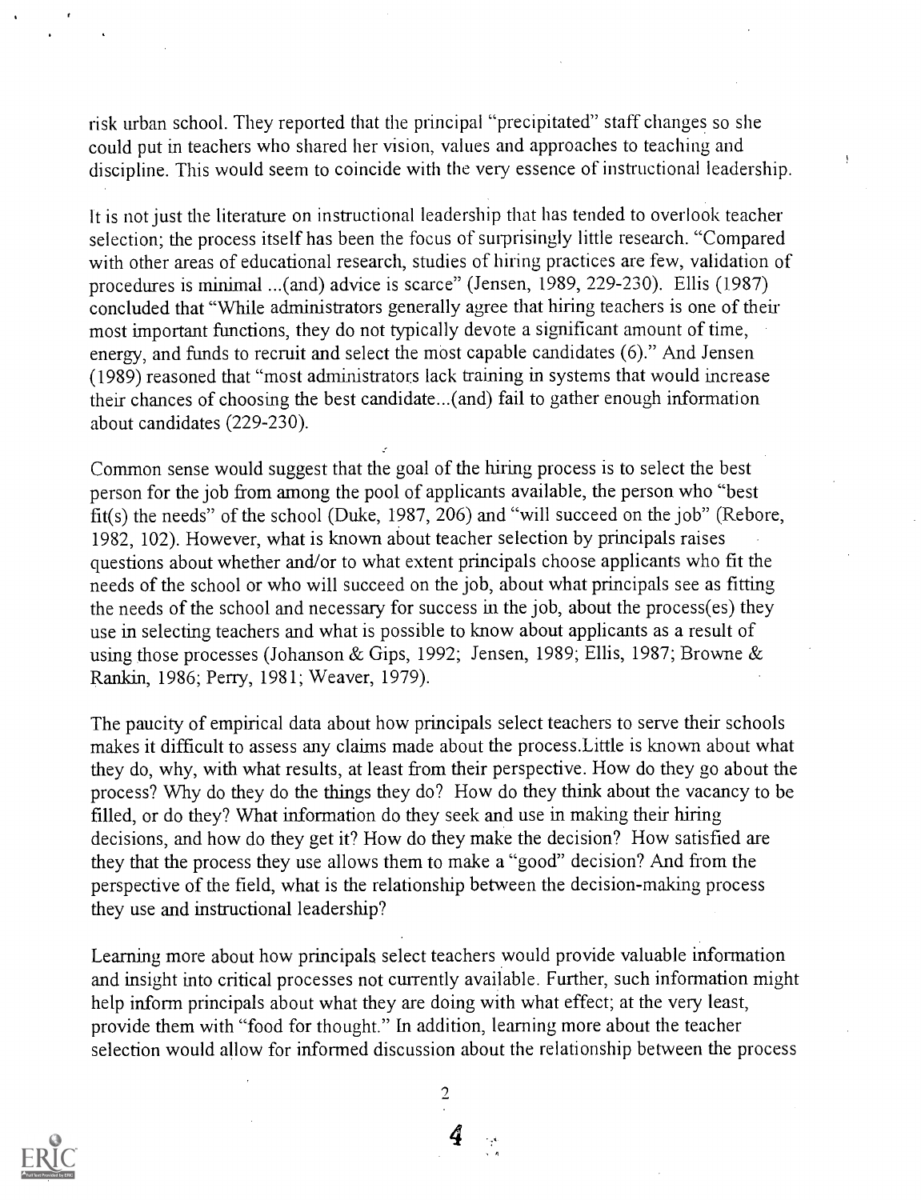risk urban school. They reported that the principal "precipitated" staff changes so she could put in teachers who shared her vision, values and approaches to teaching and discipline. This would seem to coincide with the very essence of instructional leadership.

It is not just the literature on instructional leadership that has tended to overlook teacher selection; the process itself has been the focus of surprisingly little research. "Compared with other areas of educational research, studies of hiring practices are few, validation of procedures is minimal ...(and) advice is scarce" (Jensen, 1989, 229-230). Ellis (1987) concluded that "While administrators generally agree that hiring teachers is one of their most important functions, they do not typically devote a significant amount of time, energy, and funds to recruit and select the most capable candidates (6)." And Jensen (1989) reasoned that "most administrators lack training in systems that would increase their chances of choosing the best candidate...(and) fail to gather enough information about candidates (229-230).

Common sense would suggest that the goal of the hiring process is to select the best person for the job from among the pool of applicants available, the person who "best fit(s) the needs" of the school (Duke, 1987, 206) and "will succeed on the job" (Rebore, 1982, 102). However, what is known about teacher selection by principals raises questions about whether and/or to what extent principals choose applicants who fit the needs of the school or who will succeed on the job, about what principals see as fitting the needs of the school and necessary for success in the job, about the process(es) they use in selecting teachers and what is possible to know about applicants as a result of using those processes (Johanson & Gips, 1992; Jensen, 1989; Ellis, 1987; Browne & Rankin, 1986; Perry, 1981; Weaver, 1979).

The paucity of empirical data about how principals select teachers to serve their schools makes it difficult to assess any claims made about the process.Little is known about what they do, why, with what results, at least from their perspective. How do they go about the process? Why do they do the things they do? How do they think about the vacancy to be filled, or do they? What information do they seek and use in making their hiring decisions, and how do they get it? How do they make the decision? How satisfied are they that the process they use allows them to make a "good" decision? And from the perspective of the field, what is the relationship between the decision-making process they use and instructional leadership?

Learning more about how principals select teachers would provide valuable information and insight into critical processes not currently available. Further, such information might help inform principals about what they are doing with what effect; at the very least, provide them with "food for thought." In addition, learning more about the teacher selection would allow for informed discussion about the relationship between the process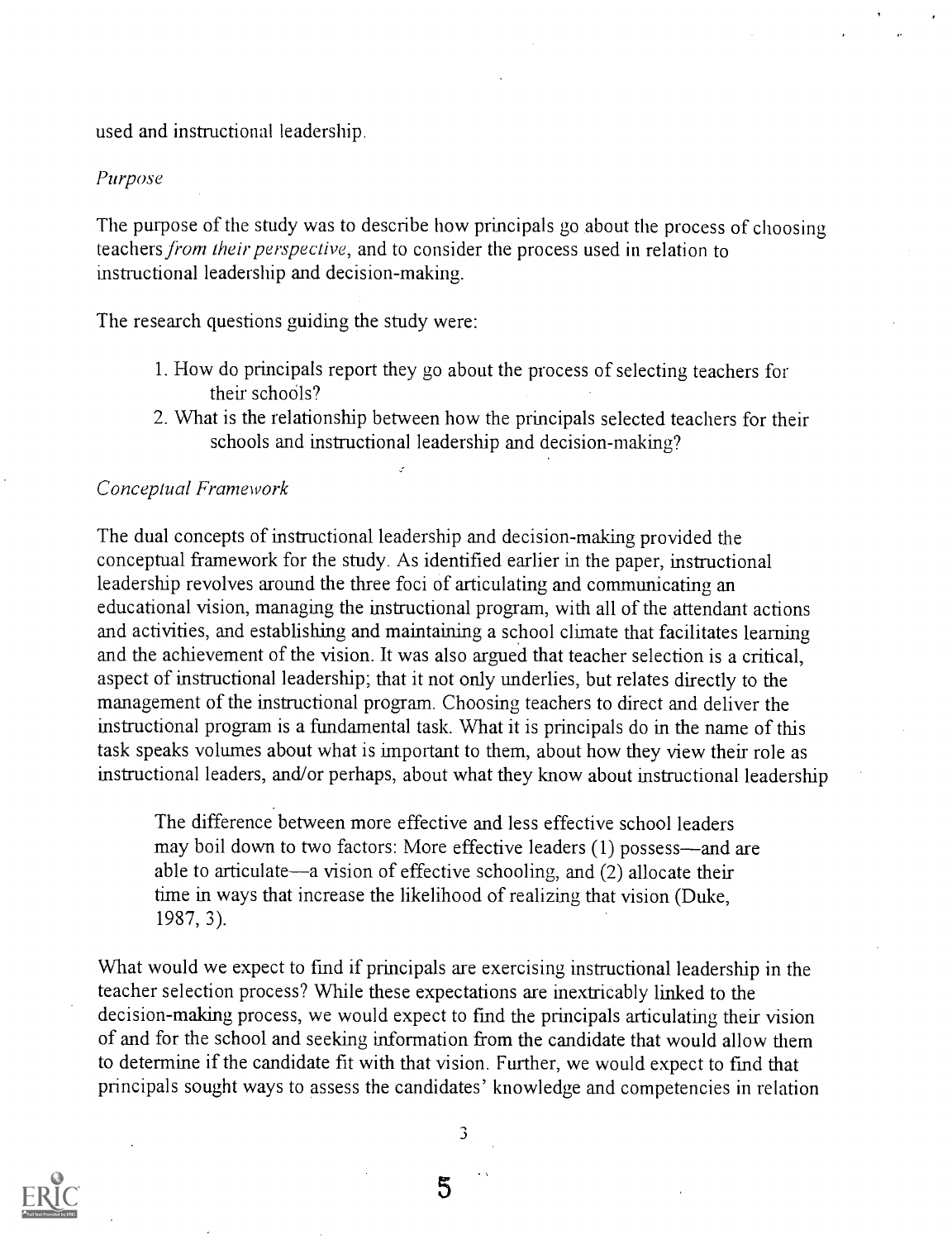used and instructional leadership.

*Purpose*

The purpose of the study was to describe how principals go about the process of choosing teachers *from their perspective*, and to consider the process used in relation to instructional leadership and decision-making.

The research questions guiding the study were:

1. How do principals report they go about the process of selecting teachers for their schools?
2. What is the relationship between how the principals selected teachers for their schools and instructional leadership and decision-making?

*Conceptual Framework*

The dual concepts of instructional leadership and decision-making provided the conceptual framework for the study. As identified earlier in the paper, instructional leadership revolves around the three foci of articulating and communicating an educational vision, managing the instructional program, with all of the attendant actions and activities, and establishing and maintaining a school climate that facilitates learning and the achievement of the vision. It was also argued that teacher selection is a critical, aspect of instructional leadership; that it not only underlies, but relates directly to the management of the instructional program. Choosing teachers to direct and deliver the instructional program is a fundamental task. What it is principals do in the name of this task speaks volumes about what is important to them, about how they view their role as instructional leaders, and/or perhaps, about what they know about instructional leadership

> The difference between more effective and less effective school leaders may boil down to two factors: More effective leaders (1) possess—and are able to articulate—a vision of effective schooling, and (2) allocate their time in ways that increase the likelihood of realizing that vision (Duke, 1987, 3).

What would we expect to find if principals are exercising instructional leadership in the teacher selection process? While these expectations are inextricably linked to the decision-making process, we would expect to find the principals articulating their vision of and for the school and seeking information from the candidate that would allow them to determine if the candidate fit with that vision. Further, we would expect to find that principals sought ways to assess the candidates' knowledge and competencies in relation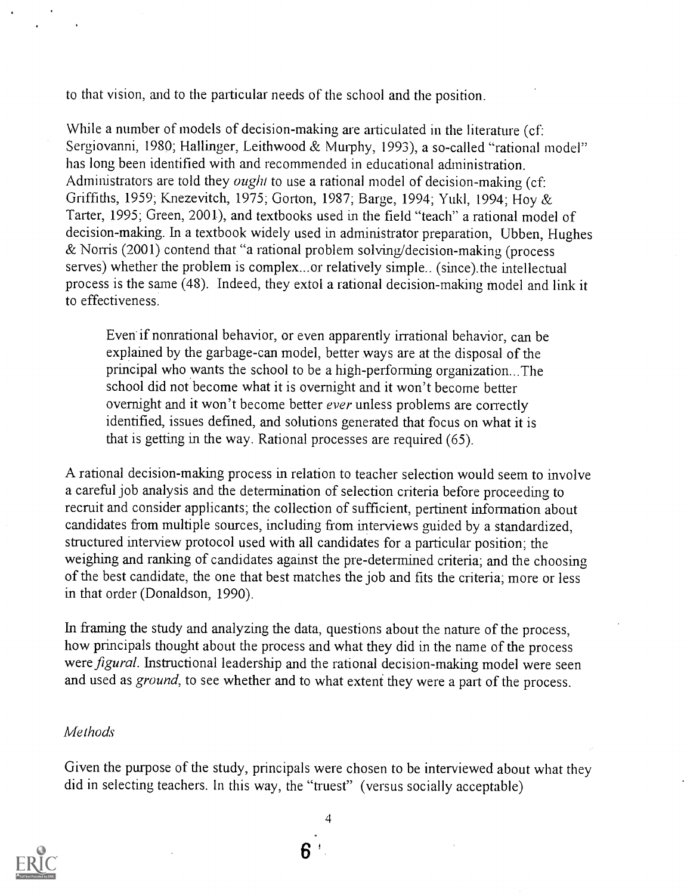to that vision, and to the particular needs of the school and the position.

While a number of models of decision-making are articulated in the literature (cf: Sergiovanni, 1980; Hallinger, Leithwood & Murphy, 1993), a so-called "rational model" has long been identified with and recommended in educational administration. Administrators are told they *ought* to use a rational model of decision-making (cf: Griffiths, 1959; Knezevitch, 1975; Gorton, 1987; Barge, 1994; Yukl, 1994; Hoy & Tarter, 1995; Green, 2001), and textbooks used in the field "teach" a rational model of decision-making. In a textbook widely used in administrator preparation, Ubben, Hughes & Norris (2001) contend that "a rational problem solving/decision-making (process serves) whether the problem is complex...or relatively simple.. (since).the intellectual process is the same (48). Indeed, they extol a rational decision-making model and link it to effectiveness.

> Even if nonrational behavior, or even apparently irrational behavior, can be explained by the garbage-can model, better ways are at the disposal of the principal who wants the school to be a high-performing organization...The school did not become what it is overnight and it won't become better overnight and it won't become better *ever* unless problems are correctly identified, issues defined, and solutions generated that focus on what it is that is getting in the way. Rational processes are required (65).

A rational decision-making process in relation to teacher selection would seem to involve a careful job analysis and the determination of selection criteria before proceeding to recruit and consider applicants; the collection of sufficient, pertinent information about candidates from multiple sources, including from interviews guided by a standardized, structured interview protocol used with all candidates for a particular position; the weighing and ranking of candidates against the pre-determined criteria; and the choosing of the best candidate, the one that best matches the job and fits the criteria; more or less in that order (Donaldson, 1990).

In framing the study and analyzing the data, questions about the nature of the process, how principals thought about the process and what they did in the name of the process were *figural*. Instructional leadership and the rational decision-making model were seen and used as *ground*, to see whether and to what extent they were a part of the process.

*Methods*

Given the purpose of the study, principals were chosen to be interviewed about what they did in selecting teachers. In this way, the "truest" (versus socially acceptable)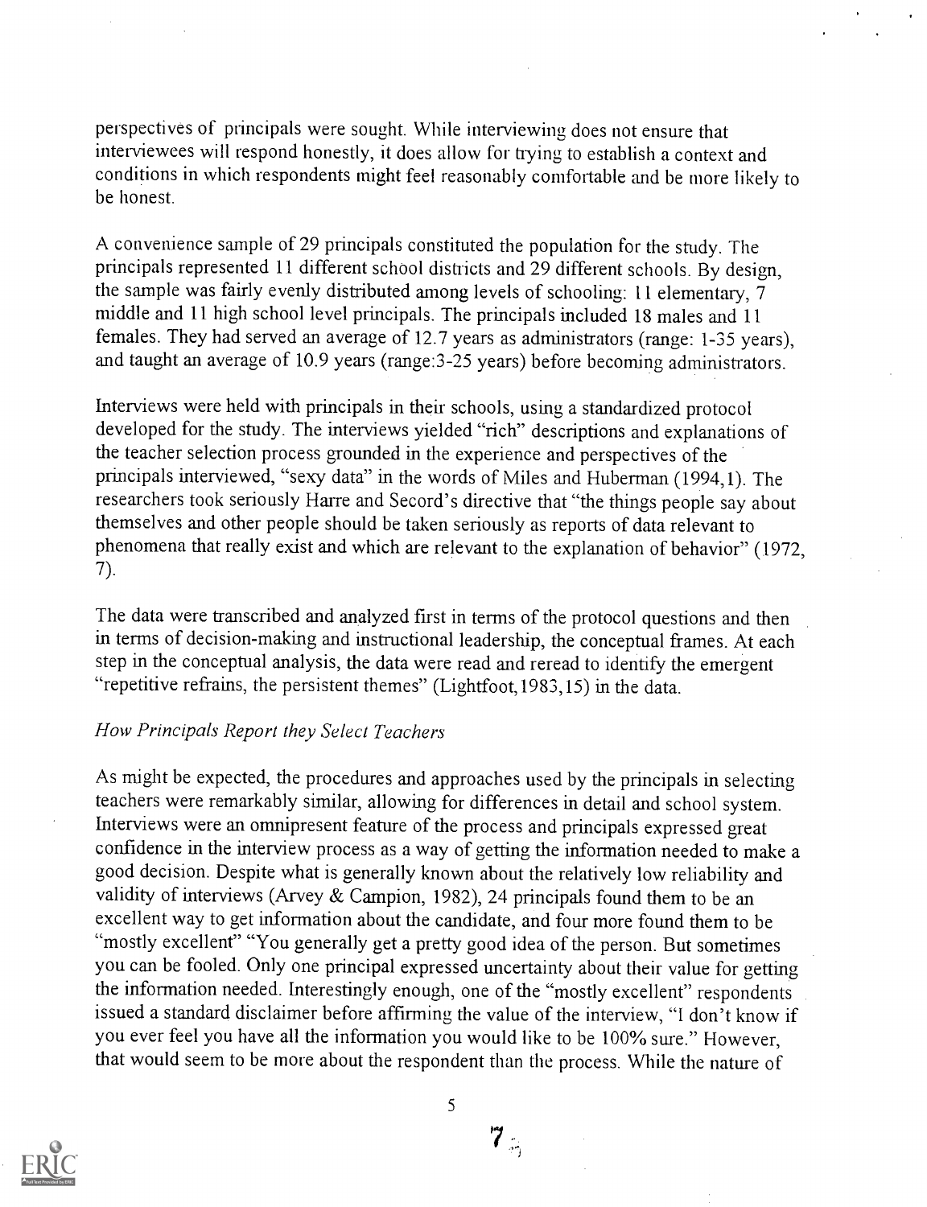perspectives of principals were sought. While interviewing does not ensure that interviewees will respond honestly, it does allow for trying to establish a context and conditions in which respondents might feel reasonably comfortable and be more likely to be honest.

A convenience sample of 29 principals constituted the population for the study. The principals represented 11 different school districts and 29 different schools. By design, the sample was fairly evenly distributed among levels of schooling: 11 elementary, 7 middle and 11 high school level principals. The principals included 18 males and 11 females. They had served an average of 12.7 years as administrators (range: 1-35 years), and taught an average of 10.9 years (range:3-25 years) before becoming administrators.

Interviews were held with principals in their schools, using a standardized protocol developed for the study. The interviews yielded "rich" descriptions and explanations of the teacher selection process grounded in the experience and perspectives of the principals interviewed, "sexy data" in the words of Miles and Huberman (1994,1). The researchers took seriously Harre and Secord's directive that "the things people say about themselves and other people should be taken seriously as reports of data relevant to phenomena that really exist and which are relevant to the explanation of behavior" (1972, 7).

The data were transcribed and analyzed first in terms of the protocol questions and then in terms of decision-making and instructional leadership, the conceptual frames. At each step in the conceptual analysis, the data were read and reread to identify the emergent "repetitive refrains, the persistent themes" (Lightfoot,1983,15) in the data.

*How Principals Report they Select Teachers*

As might be expected, the procedures and approaches used by the principals in selecting teachers were remarkably similar, allowing for differences in detail and school system. Interviews were an omnipresent feature of the process and principals expressed great confidence in the interview process as a way of getting the information needed to make a good decision. Despite what is generally known about the relatively low reliability and validity of interviews (Arvey & Campion, 1982), 24 principals found them to be an excellent way to get information about the candidate, and four more found them to be "mostly excellent" "You generally get a pretty good idea of the person. But sometimes you can be fooled. Only one principal expressed uncertainty about their value for getting the information needed. Interestingly enough, one of the "mostly excellent" respondents issued a standard disclaimer before affirming the value of the interview, "I don't know if you ever feel you have all the information you would like to be 100% sure." However, that would seem to be more about the respondent than the process. While the nature of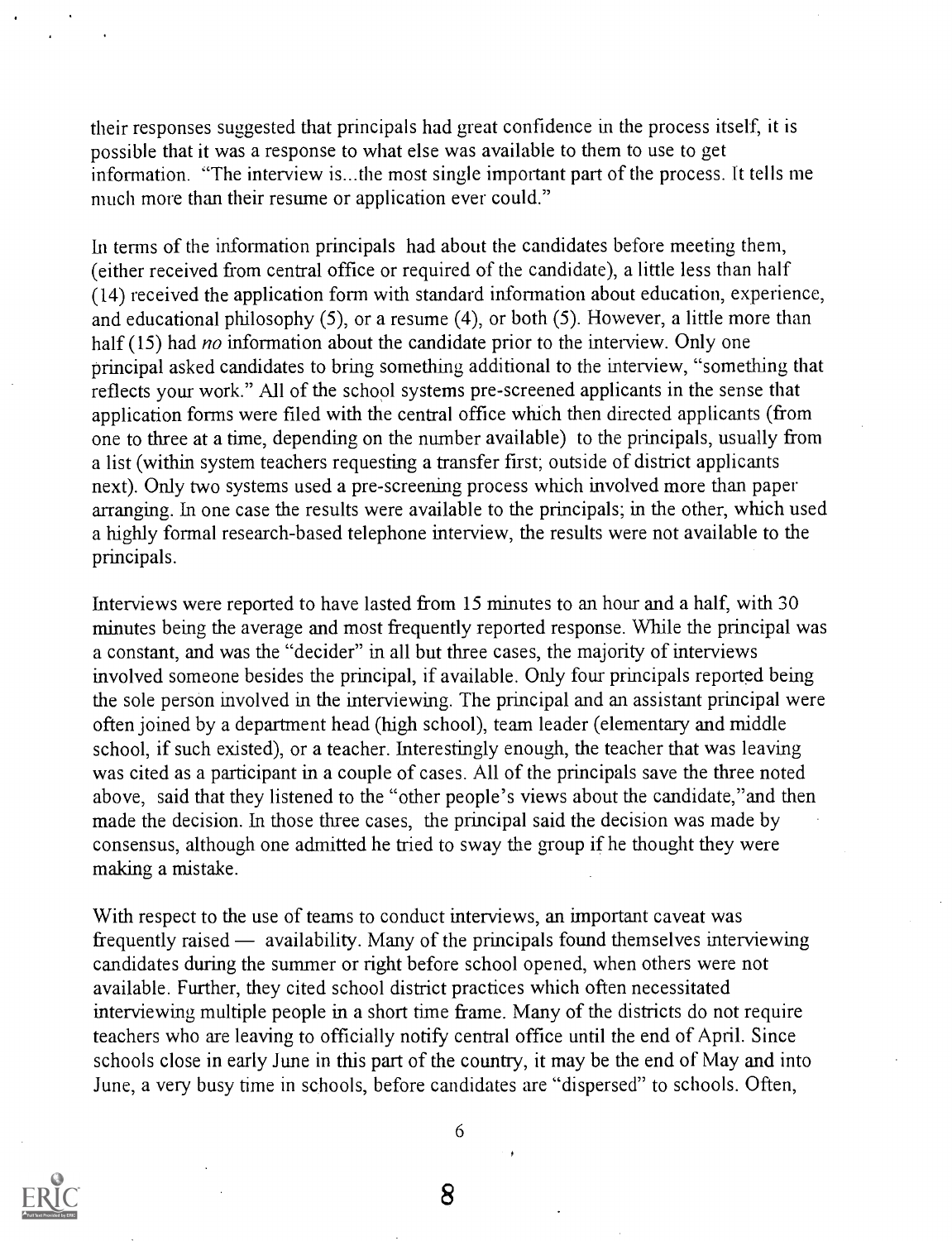their responses suggested that principals had great confidence in the process itself, it is possible that it was a response to what else was available to them to use to get information. "The interview is...the most single important part of the process. It tells me much more than their resume or application ever could."

In terms of the information principals had about the candidates before meeting them, (either received from central office or required of the candidate), a little less than half (14) received the application form with standard information about education, experience, and educational philosophy (5), or a resume (4), or both (5). However, a little more than half (15) had *no* information about the candidate prior to the interview. Only one principal asked candidates to bring something additional to the interview, "something that reflects your work." All of the school systems pre-screened applicants in the sense that application forms were filed with the central office which then directed applicants (from one to three at a time, depending on the number available) to the principals, usually from a list (within system teachers requesting a transfer first; outside of district applicants next). Only two systems used a pre-screening process which involved more than paper arranging. In one case the results were available to the principals; in the other, which used a highly formal research-based telephone interview, the results were not available to the principals.

Interviews were reported to have lasted from 15 minutes to an hour and a half, with 30 minutes being the average and most frequently reported response. While the principal was a constant, and was the "decider" in all but three cases, the majority of interviews involved someone besides the principal, if available. Only four principals reported being the sole person involved in the interviewing. The principal and an assistant principal were often joined by a department head (high school), team leader (elementary and middle school, if such existed), or a teacher. Interestingly enough, the teacher that was leaving was cited as a participant in a couple of cases. All of the principals save the three noted above, said that they listened to the "other people's views about the candidate,"and then made the decision. In those three cases, the principal said the decision was made by consensus, although one admitted he tried to sway the group if he thought they were making a mistake.

With respect to the use of teams to conduct interviews, an important caveat was frequently raised — availability. Many of the principals found themselves interviewing candidates during the summer or right before school opened, when others were not available. Further, they cited school district practices which often necessitated interviewing multiple people in a short time frame. Many of the districts do not require teachers who are leaving to officially notify central office until the end of April. Since schools close in early June in this part of the country, it may be the end of May and into June, a very busy time in schools, before candidates are "dispersed" to schools. Often,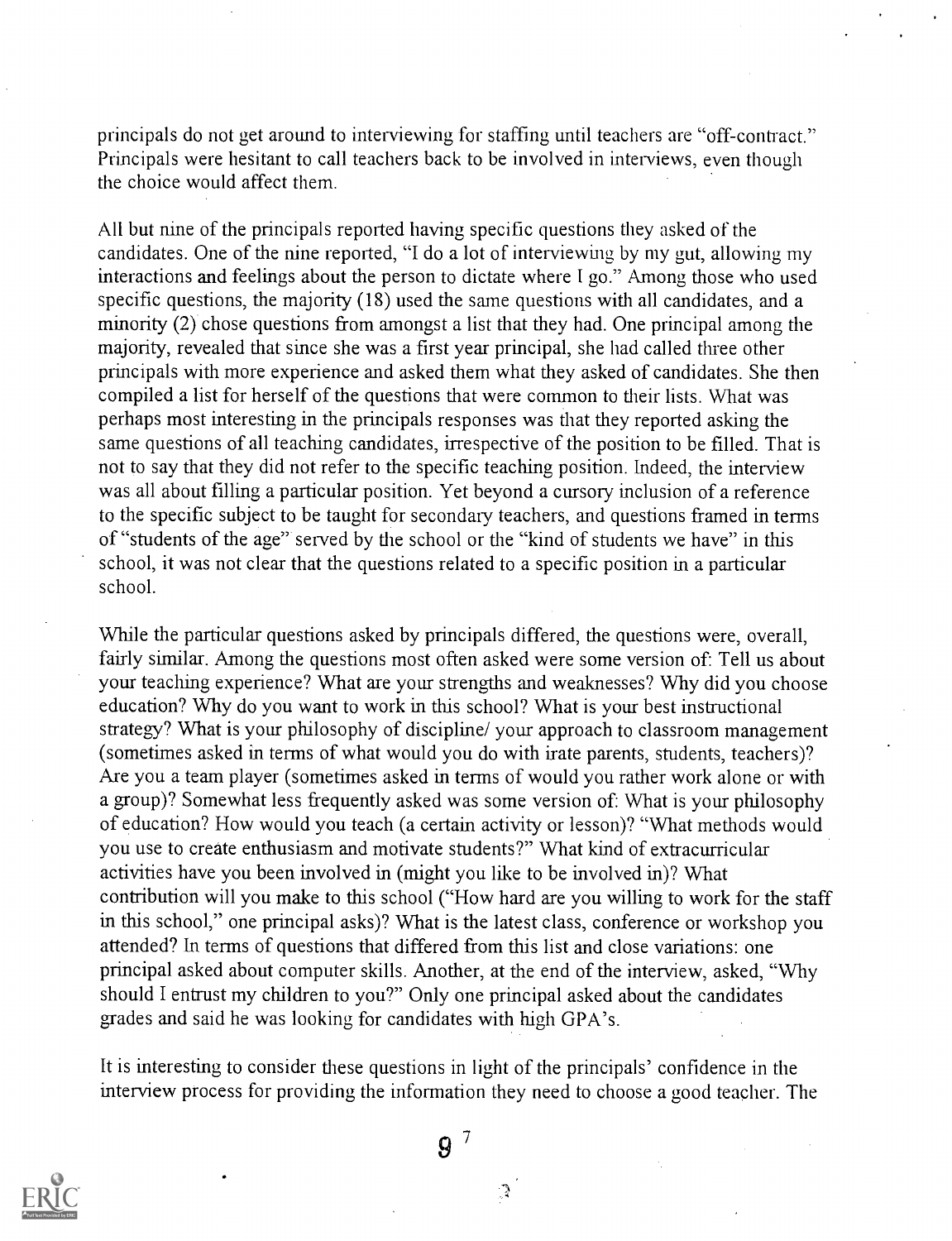principals do not get around to interviewing for staffing until teachers are "off-contract." Principals were hesitant to call teachers back to be involved in interviews, even though the choice would affect them.

All but nine of the principals reported having specific questions they asked of the candidates. One of the nine reported, "I do a lot of interviewing by my gut, allowing my interactions and feelings about the person to dictate where I go." Among those who used specific questions, the majority (18) used the same questions with all candidates, and a minority (2) chose questions from amongst a list that they had. One principal among the majority, revealed that since she was a first year principal, she had called three other principals with more experience and asked them what they asked of candidates. She then compiled a list for herself of the questions that were common to their lists. What was perhaps most interesting in the principals responses was that they reported asking the same questions of all teaching candidates, irrespective of the position to be filled. That is not to say that they did not refer to the specific teaching position. Indeed, the interview was all about filling a particular position. Yet beyond a cursory inclusion of a reference to the specific subject to be taught for secondary teachers, and questions framed in terms of "students of the age" served by the school or the "kind of students we have" in this school, it was not clear that the questions related to a specific position in a particular school.

While the particular questions asked by principals differed, the questions were, overall, fairly similar. Among the questions most often asked were some version of: Tell us about your teaching experience? What are your strengths and weaknesses? Why did you choose education? Why do you want to work in this school? What is your best instructional strategy? What is your philosophy of discipline/ your approach to classroom management (sometimes asked in terms of what would you do with irate parents, students, teachers)? Are you a team player (sometimes asked in terms of would you rather work alone or with a group)? Somewhat less frequently asked was some version of: What is your philosophy of education? How would you teach (a certain activity or lesson)? "What methods would you use to create enthusiasm and motivate students?" What kind of extracurricular activities have you been involved in (might you like to be involved in)? What contribution will you make to this school ("How hard are you willing to work for the staff in this school," one principal asks)? What is the latest class, conference or workshop you attended? In terms of questions that differed from this list and close variations: one principal asked about computer skills. Another, at the end of the interview, asked, "Why should I entrust my children to you?" Only one principal asked about the candidates grades and said he was looking for candidates with high GPA's.

It is interesting to consider these questions in light of the principals' confidence in the interview process for providing the information they need to choose a good teacher. The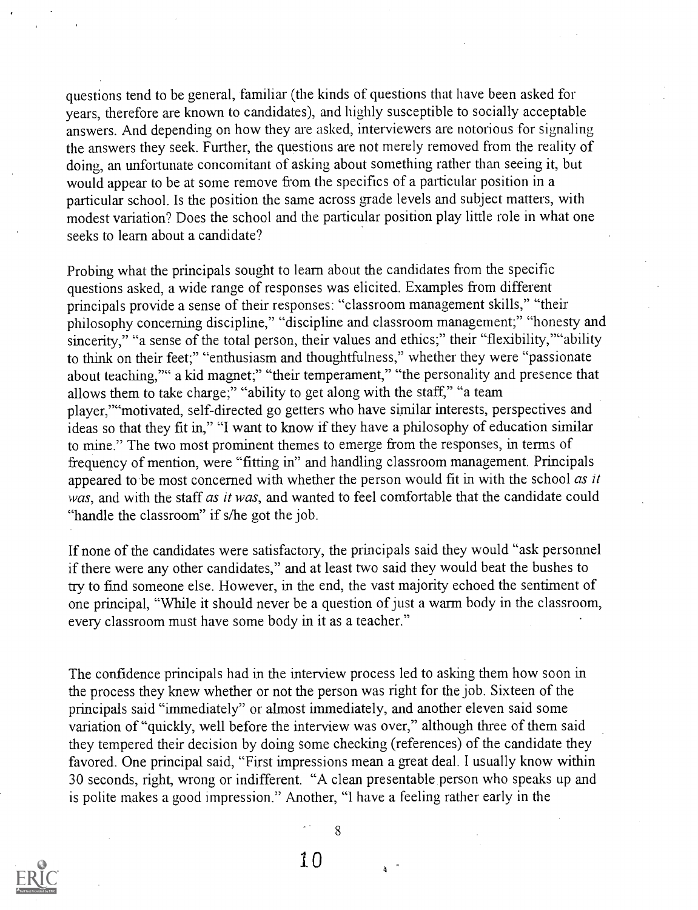questions tend to be general, familiar (the kinds of questions that have been asked for years, therefore are known to candidates), and highly susceptible to socially acceptable answers. And depending on how they are asked, interviewers are notorious for signaling the answers they seek. Further, the questions are not merely removed from the reality of doing, an unfortunate concomitant of asking about something rather than seeing it, but would appear to be at some remove from the specifics of a particular position in a particular school. Is the position the same across grade levels and subject matters, with modest variation? Does the school and the particular position play little role in what one seeks to learn about a candidate?

Probing what the principals sought to learn about the candidates from the specific questions asked, a wide range of responses was elicited. Examples from different principals provide a sense of their responses: "classroom management skills," "their philosophy concerning discipline," "discipline and classroom management;" "honesty and sincerity," "a sense of the total person, their values and ethics;" their "flexibility,""ability to think on their feet;" "enthusiasm and thoughtfulness," whether they were "passionate about teaching,"" a kid magnet;" "their temperament," "the personality and presence that allows them to take charge;" "ability to get along with the staff," "a team player,""motivated, self-directed go getters who have similar interests, perspectives and ideas so that they fit in," "I want to know if they have a philosophy of education similar to mine." The two most prominent themes to emerge from the responses, in terms of frequency of mention, were "fitting in" and handling classroom management. Principals appeared to be most concerned with whether the person would fit in with the school *as it was*, and with the staff *as it was*, and wanted to feel comfortable that the candidate could "handle the classroom" if s/he got the job.

If none of the candidates were satisfactory, the principals said they would "ask personnel if there were any other candidates," and at least two said they would beat the bushes to try to find someone else. However, in the end, the vast majority echoed the sentiment of one principal, "While it should never be a question of just a warm body in the classroom, every classroom must have some body in it as a teacher."

The confidence principals had in the interview process led to asking them how soon in the process they knew whether or not the person was right for the job. Sixteen of the principals said "immediately" or almost immediately, and another eleven said some variation of "quickly, well before the interview was over," although three of them said they tempered their decision by doing some checking (references) of the candidate they favored. One principal said, "First impressions mean a great deal. I usually know within 30 seconds, right, wrong or indifferent. "A clean presentable person who speaks up and is polite makes a good impression." Another, "I have a feeling rather early in the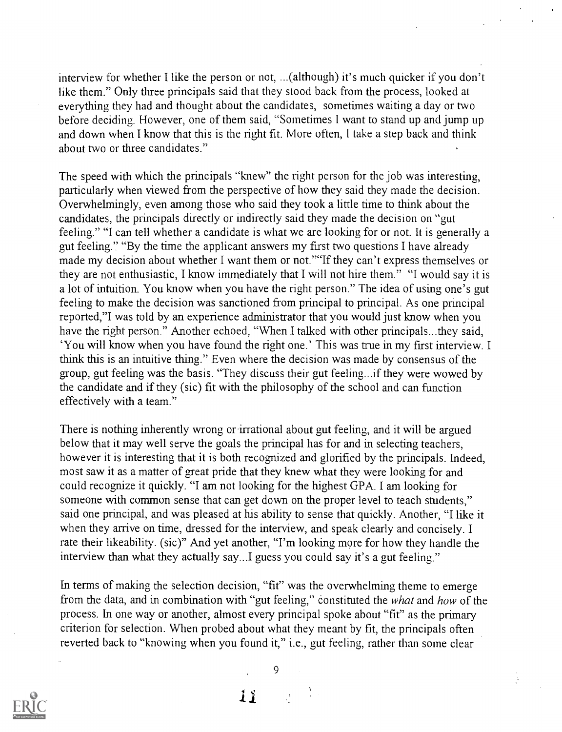interview for whether I like the person or not, ...(although) it's much quicker if you don't like them." Only three principals said that they stood back from the process, looked at everything they had and thought about the candidates, sometimes waiting a day or two before deciding. However, one of them said, "Sometimes I want to stand up and jump up and down when I know that this is the right fit. More often, I take a step back and think about two or three candidates."

The speed with which the principals "knew" the right person for the job was interesting, particularly when viewed from the perspective of how they said they made the decision. Overwhelmingly, even among those who said they took a little time to think about the candidates, the principals directly or indirectly said they made the decision on "gut feeling." "I can tell whether a candidate is what we are looking for or not. It is generally a gut feeling." "By the time the applicant answers my first two questions I have already made my decision about whether I want them or not.""If they can't express themselves or they are not enthusiastic, I know immediately that I will not hire them." "I would say it is a lot of intuition. You know when you have the right person." The idea of using one's gut feeling to make the decision was sanctioned from principal to principal. As one principal reported,"I was told by an experience administrator that you would just know when you have the right person." Another echoed, "When I talked with other principals...they said, 'You will know when you have found the right one.' This was true in my first interview. I think this is an intuitive thing." Even where the decision was made by consensus of the group, gut feeling was the basis. "They discuss their gut feeling...if they were wowed by the candidate and if they (sic) fit with the philosophy of the school and can function effectively with a team."

There is nothing inherently wrong or irrational about gut feeling, and it will be argued below that it may well serve the goals the principal has for and in selecting teachers, however it is interesting that it is both recognized and glorified by the principals. Indeed, most saw it as a matter of great pride that they knew what they were looking for and could recognize it quickly. "I am not looking for the highest GPA. I am looking for someone with common sense that can get down on the proper level to teach students," said one principal, and was pleased at his ability to sense that quickly. Another, "I like it when they arrive on time, dressed for the interview, and speak clearly and concisely. I rate their likeability. (sic)" And yet another, "I'm looking more for how they handle the interview than what they actually say...I guess you could say it's a gut feeling."

In terms of making the selection decision, "fit" was the overwhelming theme to emerge from the data, and in combination with "gut feeling," constituted the *what* and *how* of the process. In one way or another, almost every principal spoke about "fit" as the primary criterion for selection. When probed about what they meant by fit, the principals often reverted back to "knowing when you found it," i.e., gut feeling, rather than some clear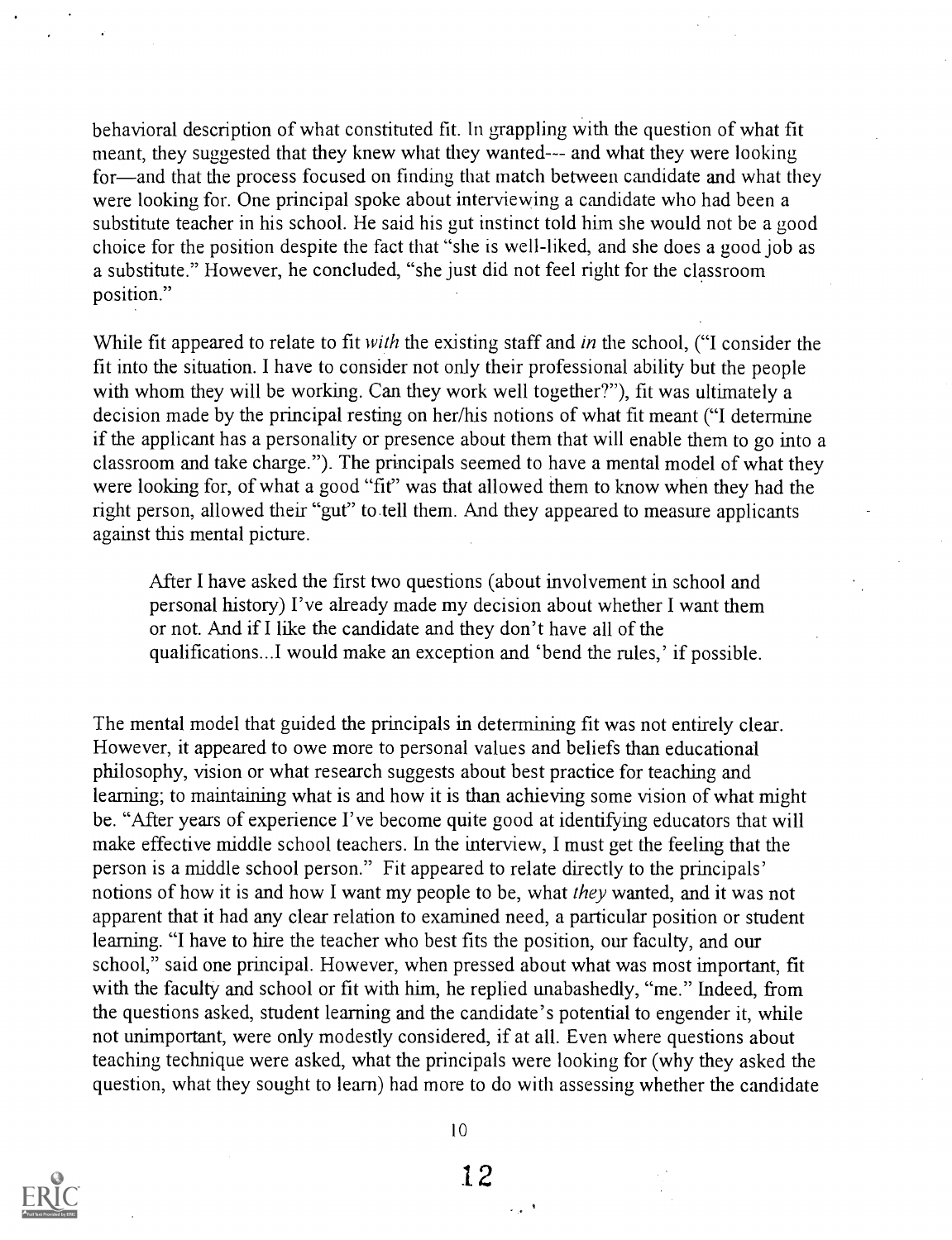behavioral description of what constituted fit. In grappling with the question of what fit meant, they suggested that they knew what they wanted--- and what they were looking for—and that the process focused on finding that match between candidate and what they were looking for. One principal spoke about interviewing a candidate who had been a substitute teacher in his school. He said his gut instinct told him she would not be a good choice for the position despite the fact that "she is well-liked, and she does a good job as a substitute." However, he concluded, "she just did not feel right for the classroom position."

While fit appeared to relate to fit *with* the existing staff and *in* the school, ("I consider the fit into the situation. I have to consider not only their professional ability but the people with whom they will be working. Can they work well together?"), fit was ultimately a decision made by the principal resting on her/his notions of what fit meant ("I determine if the applicant has a personality or presence about them that will enable them to go into a classroom and take charge."). The principals seemed to have a mental model of what they were looking for, of what a good "fit" was that allowed them to know when they had the right person, allowed their "gut" to tell them. And they appeared to measure applicants against this mental picture.

> After I have asked the first two questions (about involvement in school and personal history) I've already made my decision about whether I want them or not. And if I like the candidate and they don't have all of the qualifications...I would make an exception and 'bend the rules,' if possible.

The mental model that guided the principals in determining fit was not entirely clear. However, it appeared to owe more to personal values and beliefs than educational philosophy, vision or what research suggests about best practice for teaching and learning; to maintaining what is and how it is than achieving some vision of what might be. "After years of experience I've become quite good at identifying educators that will make effective middle school teachers. In the interview, I must get the feeling that the person is a middle school person." Fit appeared to relate directly to the principals' notions of how it is and how I want my people to be, what *they* wanted, and it was not apparent that it had any clear relation to examined need, a particular position or student learning. "I have to hire the teacher who best fits the position, our faculty, and our school," said one principal. However, when pressed about what was most important, fit with the faculty and school or fit with him, he replied unabashedly, "me." Indeed, from the questions asked, student learning and the candidate's potential to engender it, while not unimportant, were only modestly considered, if at all. Even where questions about teaching technique were asked, what the principals were looking for (why they asked the question, what they sought to learn) had more to do with assessing whether the candidate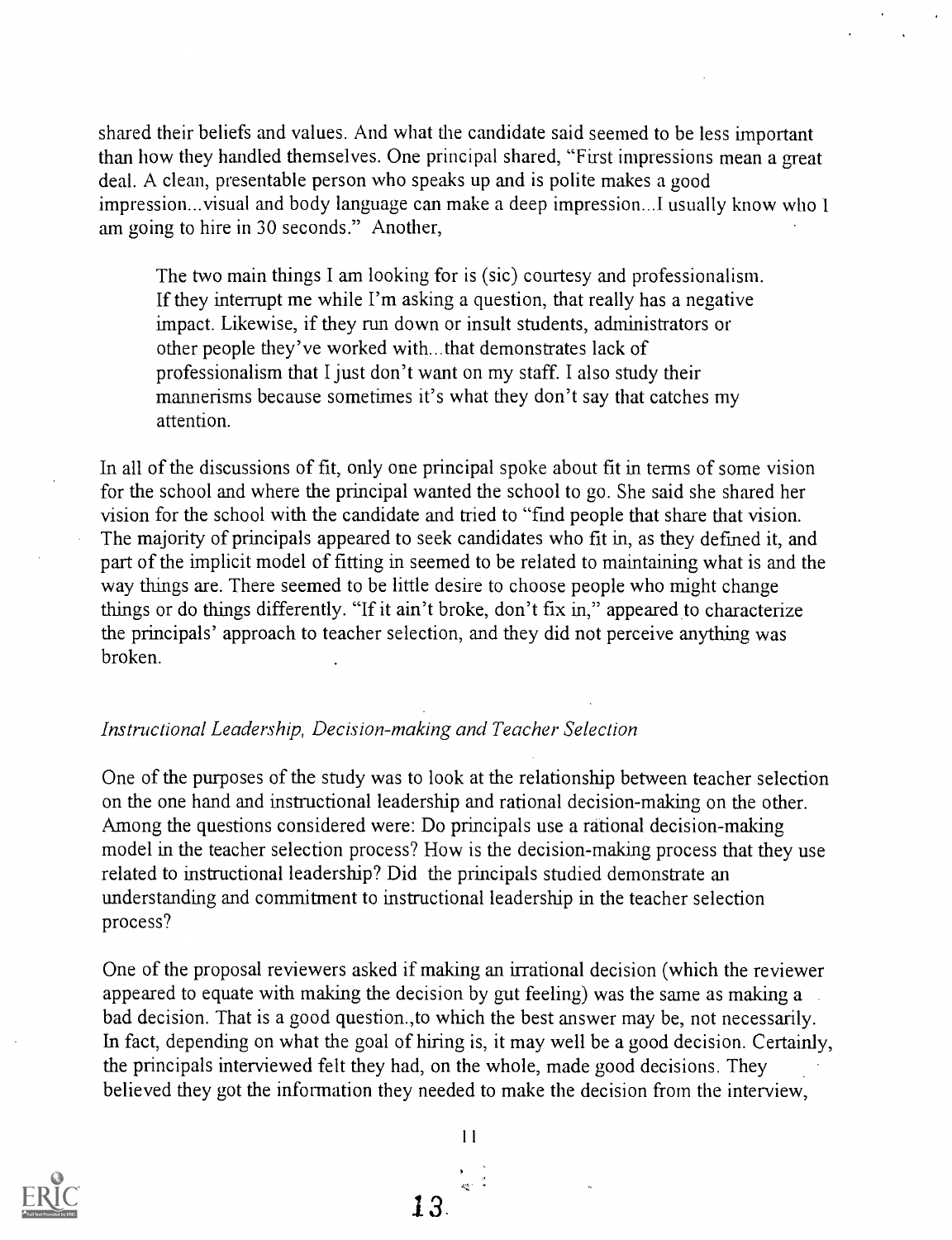shared their beliefs and values. And what the candidate said seemed to be less important than how they handled themselves. One principal shared, "First impressions mean a great deal. A clean, presentable person who speaks up and is polite makes a good impression...visual and body language can make a deep impression...I usually know who I am going to hire in 30 seconds." Another,

> The two main things I am looking for is (sic) courtesy and professionalism. If they interrupt me while I'm asking a question, that really has a negative impact. Likewise, if they run down or insult students, administrators or other people they've worked with...that demonstrates lack of professionalism that I just don't want on my staff. I also study their mannerisms because sometimes it's what they don't say that catches my attention.

In all of the discussions of fit, only one principal spoke about fit in terms of some vision for the school and where the principal wanted the school to go. She said she shared her vision for the school with the candidate and tried to "find people that share that vision. The majority of principals appeared to seek candidates who fit in, as they defined it, and part of the implicit model of fitting in seemed to be related to maintaining what is and the way things are. There seemed to be little desire to choose people who might change things or do things differently. "If it ain't broke, don't fix in," appeared to characterize the principals' approach to teacher selection, and they did not perceive anything was broken.

### *Instructional Leadership, Decision-making and Teacher Selection*

One of the purposes of the study was to look at the relationship between teacher selection on the one hand and instructional leadership and rational decision-making on the other. Among the questions considered were: Do principals use a rational decision-making model in the teacher selection process? How is the decision-making process that they use related to instructional leadership? Did the principals studied demonstrate an understanding and commitment to instructional leadership in the teacher selection process?

One of the proposal reviewers asked if making an irrational decision (which the reviewer appeared to equate with making the decision by gut feeling) was the same as making a bad decision. That is a good question.,to which the best answer may be, not necessarily. In fact, depending on what the goal of hiring is, it may well be a good decision. Certainly, the principals interviewed felt they had, on the whole, made good decisions. They believed they got the information they needed to make the decision from the interview,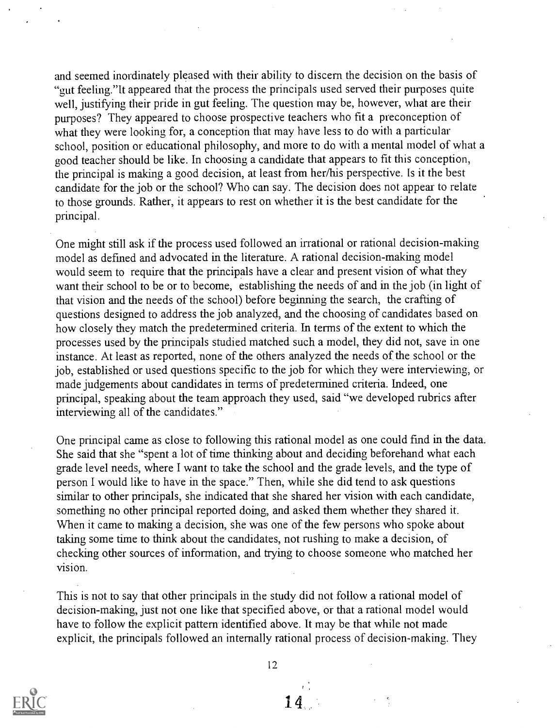and seemed inordinately pleased with their ability to discern the decision on the basis of "gut feeling."It appeared that the process the principals used served their purposes quite well, justifying their pride in gut feeling. The question may be, however, what are their purposes? They appeared to choose prospective teachers who fit a preconception of what they were looking for, a conception that may have less to do with a particular school, position or educational philosophy, and more to do with a mental model of what a good teacher should be like. In choosing a candidate that appears to fit this conception, the principal is making a good decision, at least from her/his perspective. Is it the best candidate for the job or the school? Who can say. The decision does not appear to relate to those grounds. Rather, it appears to rest on whether it is the best candidate for the principal.

One might still ask if the process used followed an irrational or rational decision-making model as defined and advocated in the literature. A rational decision-making model would seem to require that the principals have a clear and present vision of what they want their school to be or to become, establishing the needs of and in the job (in light of that vision and the needs of the school) before beginning the search, the crafting of questions designed to address the job analyzed, and the choosing of candidates based on how closely they match the predetermined criteria. In terms of the extent to which the processes used by the principals studied matched such a model, they did not, save in one instance. At least as reported, none of the others analyzed the needs of the school or the job, established or used questions specific to the job for which they were interviewing, or made judgements about candidates in terms of predetermined criteria. Indeed, one principal, speaking about the team approach they used, said "we developed rubrics after interviewing all of the candidates."

One principal came as close to following this rational model as one could find in the data. She said that she "spent a lot of time thinking about and deciding beforehand what each grade level needs, where I want to take the school and the grade levels, and the type of person I would like to have in the space." Then, while she did tend to ask questions similar to other principals, she indicated that she shared her vision with each candidate, something no other principal reported doing, and asked them whether they shared it. When it came to making a decision, she was one of the few persons who spoke about taking some time to think about the candidates, not rushing to make a decision, of checking other sources of information, and trying to choose someone who matched her vision.

This is not to say that other principals in the study did not follow a rational model of decision-making, just not one like that specified above, or that a rational model would have to follow the explicit pattern identified above. It may be that while not made explicit, the principals followed an internally rational process of decision-making. They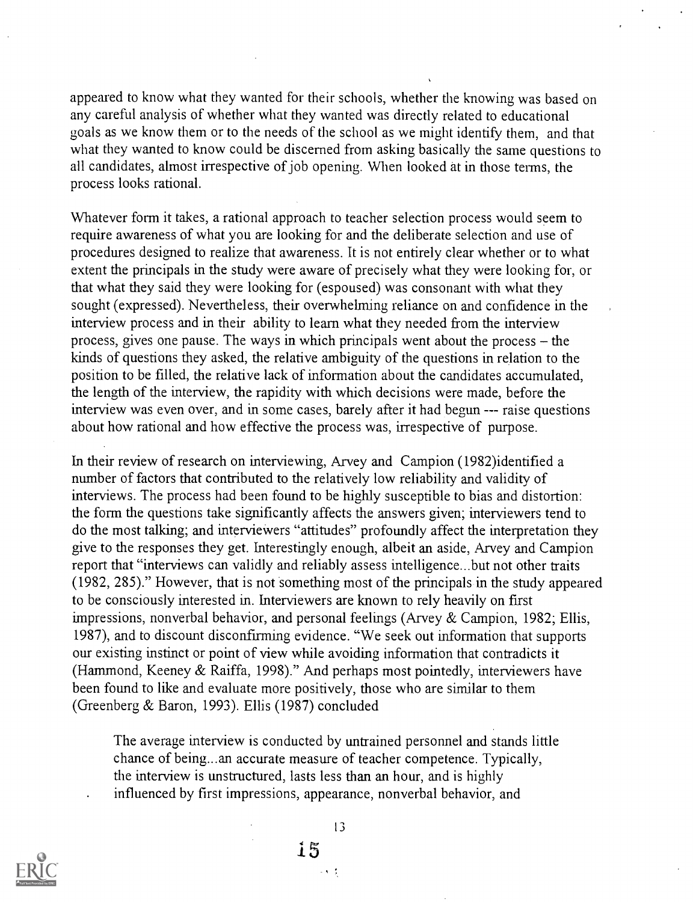appeared to know what they wanted for their schools, whether the knowing was based on any careful analysis of whether what they wanted was directly related to educational goals as we know them or to the needs of the school as we might identify them, and that what they wanted to know could be discerned from asking basically the same questions to all candidates, almost irrespective of job opening. When looked at in those terms, the process looks rational.

Whatever form it takes, a rational approach to teacher selection process would seem to require awareness of what you are looking for and the deliberate selection and use of procedures designed to realize that awareness. It is not entirely clear whether or to what extent the principals in the study were aware of precisely what they were looking for, or that what they said they were looking for (espoused) was consonant with what they sought (expressed). Nevertheless, their overwhelming reliance on and confidence in the interview process and in their ability to learn what they needed from the interview process, gives one pause. The ways in which principals went about the process – the kinds of questions they asked, the relative ambiguity of the questions in relation to the position to be filled, the relative lack of information about the candidates accumulated, the length of the interview, the rapidity with which decisions were made, before the interview was even over, and in some cases, barely after it had begun --- raise questions about how rational and how effective the process was, irrespective of purpose.

In their review of research on interviewing, Arvey and Campion (1982)identified a number of factors that contributed to the relatively low reliability and validity of interviews. The process had been found to be highly susceptible to bias and distortion: the form the questions take significantly affects the answers given; interviewers tend to do the most talking; and interviewers "attitudes" profoundly affect the interpretation they give to the responses they get. Interestingly enough, albeit an aside, Arvey and Campion report that "interviews can validly and reliably assess intelligence...but not other traits (1982, 285)." However, that is not something most of the principals in the study appeared to be consciously interested in. Interviewers are known to rely heavily on first impressions, nonverbal behavior, and personal feelings (Arvey & Campion, 1982; Ellis, 1987), and to discount disconfirming evidence. "We seek out information that supports our existing instinct or point of view while avoiding information that contradicts it (Hammond, Keeney & Raiffa, 1998)." And perhaps most pointedly, interviewers have been found to like and evaluate more positively, those who are similar to them (Greenberg & Baron, 1993). Ellis (1987) concluded

> The average interview is conducted by untrained personnel and stands little chance of being...an accurate measure of teacher competence. Typically, the interview is unstructured, lasts less than an hour, and is highly influenced by first impressions, appearance, nonverbal behavior, and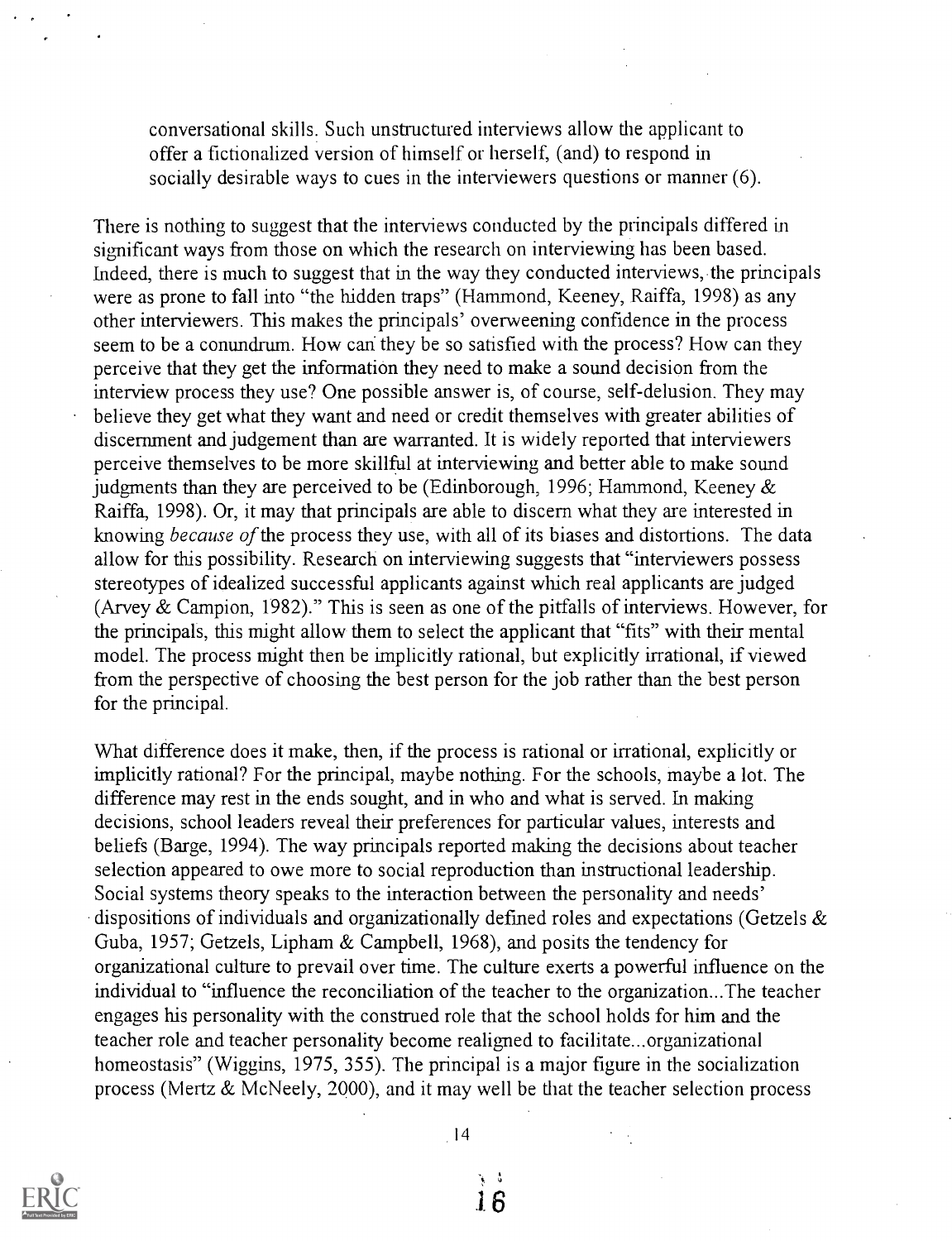> conversational skills. Such unstructured interviews allow the applicant to offer a fictionalized version of himself or herself, (and) to respond in socially desirable ways to cues in the interviewers questions or manner (6).

There is nothing to suggest that the interviews conducted by the principals differed in significant ways from those on which the research on interviewing has been based. Indeed, there is much to suggest that in the way they conducted interviews, the principals were as prone to fall into "the hidden traps" (Hammond, Keeney, Raiffa, 1998) as any other interviewers. This makes the principals' overweening confidence in the process seem to be a conundrum. How can they be so satisfied with the process? How can they perceive that they get the information they need to make a sound decision from the interview process they use? One possible answer is, of course, self-delusion. They may believe they get what they want and need or credit themselves with greater abilities of discernment and judgement than are warranted. It is widely reported that interviewers perceive themselves to be more skillful at interviewing and better able to make sound judgments than they are perceived to be (Edinborough, 1996; Hammond, Keeney & Raiffa, 1998). Or, it may that principals are able to discern what they are interested in knowing *because of* the process they use, with all of its biases and distortions. The data allow for this possibility. Research on interviewing suggests that "interviewers possess stereotypes of idealized successful applicants against which real applicants are judged (Arvey & Campion, 1982)." This is seen as one of the pitfalls of interviews. However, for the principals, this might allow them to select the applicant that "fits" with their mental model. The process might then be implicitly rational, but explicitly irrational, if viewed from the perspective of choosing the best person for the job rather than the best person for the principal.

What difference does it make, then, if the process is rational or irrational, explicitly or implicitly rational? For the principal, maybe nothing. For the schools, maybe a lot. The difference may rest in the ends sought, and in who and what is served. In making decisions, school leaders reveal their preferences for particular values, interests and beliefs (Barge, 1994). The way principals reported making the decisions about teacher selection appeared to owe more to social reproduction than instructional leadership. Social systems theory speaks to the interaction between the personality and needs' dispositions of individuals and organizationally defined roles and expectations (Getzels & Guba, 1957; Getzels, Lipham & Campbell, 1968), and posits the tendency for organizational culture to prevail over time. The culture exerts a powerful influence on the individual to "influence the reconciliation of the teacher to the organization...The teacher engages his personality with the construed role that the school holds for him and the teacher role and teacher personality become realigned to facilitate...organizational homeostasis" (Wiggins, 1975, 355). The principal is a major figure in the socialization process (Mertz & McNeely, 2000), and it may well be that the teacher selection process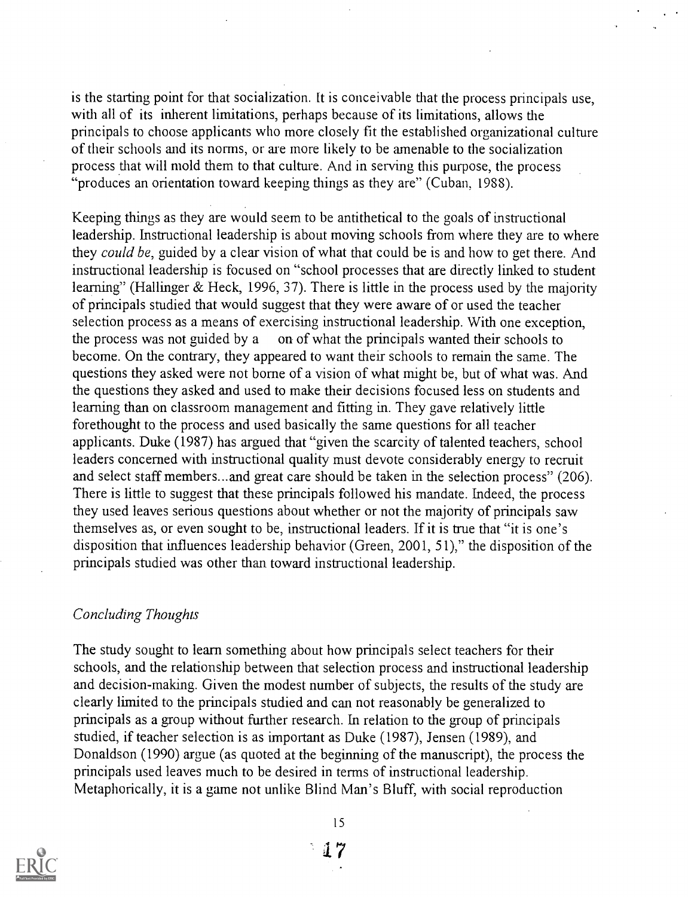is the starting point for that socialization. It is conceivable that the process principals use, with all of its inherent limitations, perhaps because of its limitations, allows the principals to choose applicants who more closely fit the established organizational culture of their schools and its norms, or are more likely to be amenable to the socialization process that will mold them to that culture. And in serving this purpose, the process "produces an orientation toward keeping things as they are" (Cuban, 1988).

Keeping things as they are would seem to be antithetical to the goals of instructional leadership. Instructional leadership is about moving schools from where they are to where they *could be*, guided by a clear vision of what that could be is and how to get there. And instructional leadership is focused on "school processes that are directly linked to student learning" (Hallinger & Heck, 1996, 37). There is little in the process used by the majority of principals studied that would suggest that they were aware of or used the teacher selection process as a means of exercising instructional leadership. With one exception, the process was not guided by a on of what the principals wanted their schools to become. On the contrary, they appeared to want their schools to remain the same. The questions they asked were not borne of a vision of what might be, but of what was. And the questions they asked and used to make their decisions focused less on students and learning than on classroom management and fitting in. They gave relatively little forethought to the process and used basically the same questions for all teacher applicants. Duke (1987) has argued that "given the scarcity of talented teachers, school leaders concerned with instructional quality must devote considerably energy to recruit and select staff members...and great care should be taken in the selection process" (206). There is little to suggest that these principals followed his mandate. Indeed, the process they used leaves serious questions about whether or not the majority of principals saw themselves as, or even sought to be, instructional leaders. If it is true that "it is one's disposition that influences leadership behavior (Green, 2001, 51)," the disposition of the principals studied was other than toward instructional leadership.

*Concluding Thoughts*

The study sought to learn something about how principals select teachers for their schools, and the relationship between that selection process and instructional leadership and decision-making. Given the modest number of subjects, the results of the study are clearly limited to the principals studied and can not reasonably be generalized to principals as a group without further research. In relation to the group of principals studied, if teacher selection is as important as Duke (1987), Jensen (1989), and Donaldson (1990) argue (as quoted at the beginning of the manuscript), the process the principals used leaves much to be desired in terms of instructional leadership. Metaphorically, it is a game not unlike Blind Man's Bluff, with social reproduction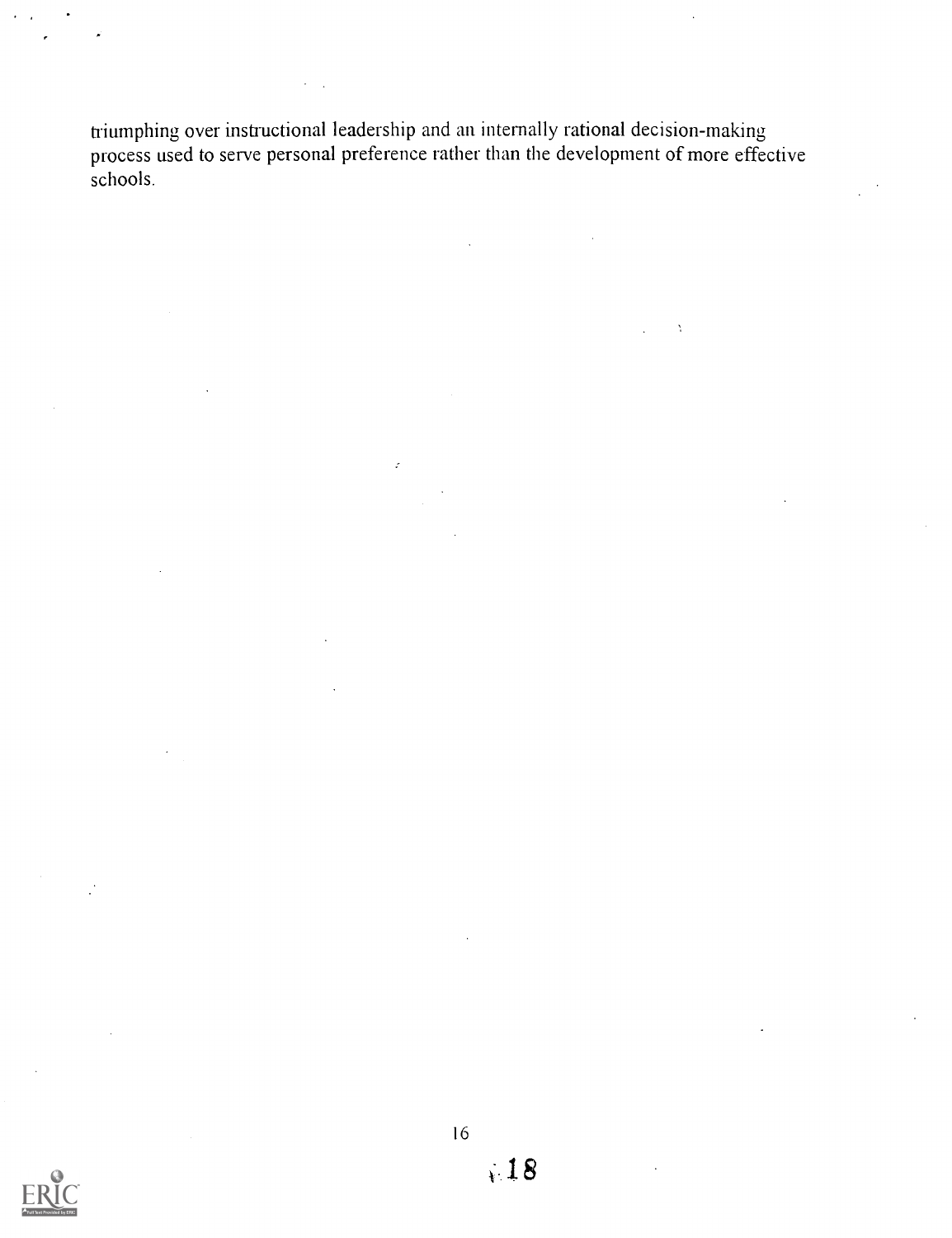triumphing over instructional leadership and an internally rational decision-making process used to serve personal preference rather than the development of more effective schools.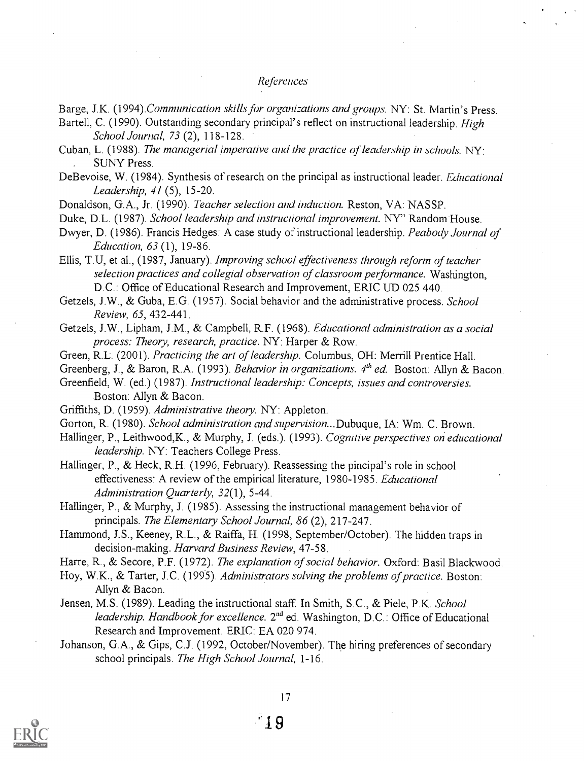*References*

Barge, J.K. (1994).*Communication skills for organizations and groups.* NY: St. Martin's Press.

Bartell, C. (1990). Outstanding secondary principal's reflect on instructional leadership. *High School Journal, 73* (2), 118-128.

Cuban, L. (1988). *The managerial imperative and the practice of leadership in schools.* NY: SUNY Press.

DeBevoise, W. (1984). Synthesis of research on the principal as instructional leader. *Educational Leadership, 41* (5), 15-20.

Donaldson, G.A., Jr. (1990). *Teacher selection and induction.* Reston, VA: NASSP.

Duke, D.L. (1987). *School leadership and instructional improvement.* NY" Random House.

Dwyer, D. (1986). Francis Hedges: A case study of instructional leadership. *Peabody Journal of Education, 63* (1), 19-86.

Ellis, T.U, et al., (1987, January). *Improving school effectiveness through reform of teacher selection practices and collegial observation of classroom performance.* Washington, D.C.: Office of Educational Research and Improvement, ERIC UD 025 440.

Getzels, J.W., & Guba, E.G. (1957). Social behavior and the administrative process. *School Review, 65*, 432-441.

Getzels, J.W., Lipham, J.M., & Campbell, R.F. (1968). *Educational administration as a social process: Theory, research, practice.* NY: Harper & Row.

Green, R.L. (2001). *Practicing the art of leadership.* Columbus, OH: Merrill Prentice Hall.

Greenberg, J., & Baron, R.A. (1993). *Behavior in organizations. 4th ed.* Boston: Allyn & Bacon.

Greenfield, W. (ed.) (1987). *Instructional leadership: Concepts, issues and controversies.* Boston: Allyn & Bacon.

Griffiths, D. (1959). *Administrative theory.* NY: Appleton.

Gorton, R. (1980). *School administration and supervision...*Dubuque, IA: Wm. C. Brown.

Hallinger, P., Leithwood,K., & Murphy, J. (eds.). (1993). *Cognitive perspectives on educational leadership.* NY: Teachers College Press.

Hallinger, P., & Heck, R.H. (1996, February). Reassessing the pincipal's role in school effectiveness: A review of the empirical literature, 1980-1985. *Educational Administration Quarterly, 32*(1), 5-44.

Hallinger, P., & Murphy, J. (1985). Assessing the instructional management behavior of principals. *The Elementary School Journal, 86* (2), 217-247.

Hammond, J.S., Keeney, R.L., & Raiffa, H. (1998, September/October). The hidden traps in decision-making. *Harvard Business Review*, 47-58.

Harre, R., & Secore, P.F. (1972). *The explanation of social behavior.* Oxford: Basil Blackwood.

Hoy, W.K., & Tarter, J.C. (1995). *Administrators solving the problems of practice.* Boston: Allyn & Bacon.

Jensen, M.S. (1989). Leading the instructional staff. In Smith, S.C., & Piele, P.K. *School leadership. Handbook for excellence.* 2nd ed. Washington, D.C.: Office of Educational Research and Improvement. ERIC: EA 020 974.

Johanson, G.A., & Gips, C.J. (1992, October/November). The hiring preferences of secondary school principals. *The High School Journal,* 1-16.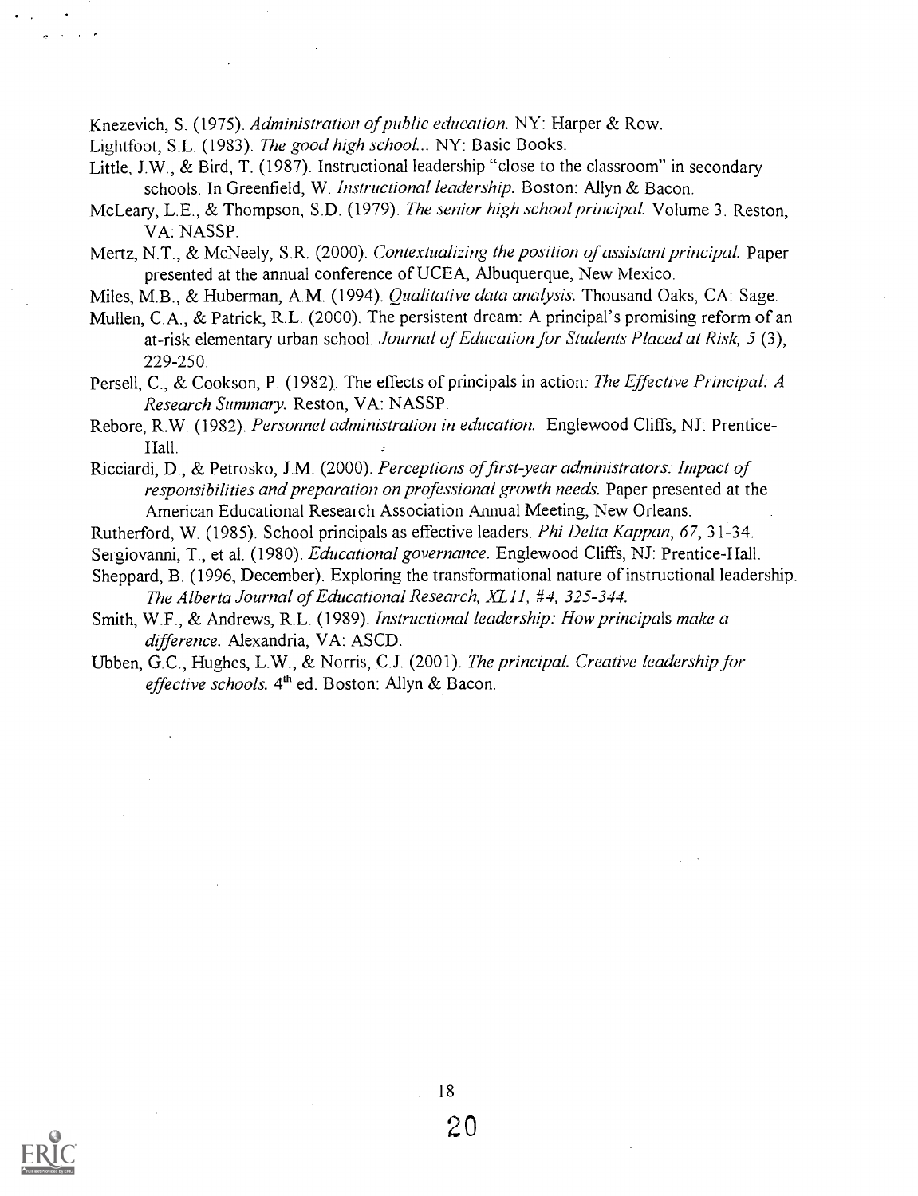Knezevich, S. (1975). *Administration of public education.* NY: Harper & Row.

Lightfoot, S.L. (1983). *The good high school...* NY: Basic Books.

Little, J.W., & Bird, T. (1987). Instructional leadership "close to the classroom" in secondary schools. In Greenfield, W. *Instructional leadership.* Boston: Allyn & Bacon.

McLeary, L.E., & Thompson, S.D. (1979). *The senior high school principal.* Volume 3. Reston, VA: NASSP.

Mertz, N.T., & McNeely, S.R. (2000). *Contextualizing the position of assistant principal.* Paper presented at the annual conference of UCEA, Albuquerque, New Mexico.

Miles, M.B., & Huberman, A.M. (1994). *Qualitative data analysis.* Thousand Oaks, CA: Sage.

Mullen, C.A., & Patrick, R.L. (2000). The persistent dream: A principal's promising reform of an at-risk elementary urban school. *Journal of Education for Students Placed at Risk, 5* (3), 229-250.

Persell, C., & Cookson, P. (1982). The effects of principals in action: *The Effective Principal: A Research Summary.* Reston, VA: NASSP.

Rebore, R.W. (1982). *Personnel administration in education.* Englewood Cliffs, NJ: Prentice-Hall.

Ricciardi, D., & Petrosko, J.M. (2000). *Perceptions of first-year administrators: Impact of responsibilities and preparation on professional growth needs.* Paper presented at the American Educational Research Association Annual Meeting, New Orleans.

Rutherford, W. (1985). School principals as effective leaders. *Phi Delta Kappan, 67*, 31-34.

Sergiovanni, T., et al. (1980). *Educational governance.* Englewood Cliffs, NJ: Prentice-Hall.

Sheppard, B. (1996, December). Exploring the transformational nature of instructional leadership. *The Alberta Journal of Educational Research, XLII, #4, 325-344.*

Smith, W.F., & Andrews, R.L. (1989). *Instructional leadership: How principals make a difference.* Alexandria, VA: ASCD.

Ubben, G.C., Hughes, L.W., & Norris, C.J. (2001). *The principal. Creative leadership for effective schools.* 4th ed. Boston: Allyn & Bacon.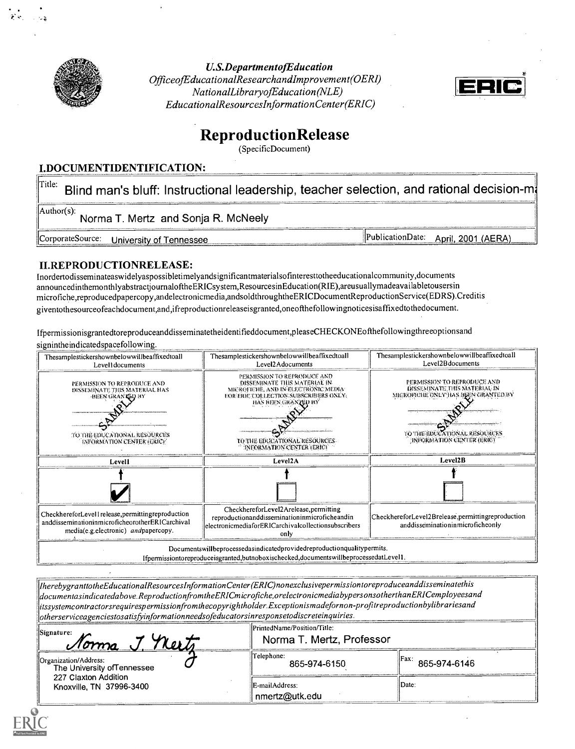**U.S.DepartmentofEducation**
*OfficeofEducationalResearchandImprovement(OERI)*
*NationalLibraryofEducation(NLE)*
*EducationalResourcesInformationCenter(ERIC)*

# ReproductionRelease

(SpecificDocument)

## I.DOCUMENTIDENTIFICATION:

| | |
|---|---|
| Title: Blind man's bluff: Instructional leadership, teacher selection, and rational decision-m | |
| Author(s): Norma T. Mertz and Sonja R. McNeely | |
| CorporateSource: University of Tennessee | PublicationDate: April, 2001 (AERA) |

## II.REPRODUCTIONRELEASE:

Inordertodisseminateaswidelyaspossibletimelyandsignificantmaterialsofinteresttotheeducationalcommunity,documents announcedinthemonthlyabstractjournaloftheERICsystem,ResourcesinEducation(RIE),areusuallymadeavailabletousersin microfiche,reproducedpapercopy,andelectronicmedia,andsoldthroughtheERICDocumentReproductionService(EDRS).Creditis giventothesourceofeachdocument,and,ifreproductionreleaseisgranted,oneofthefollowingnoticesisaffixedtothedocument.

Ifpermissionisgrantedtoreproduceanddisseminatetheidentifieddocument,pleaseCHECKONEofthefollowingthreeoptionsand signintheindicatedspacefollowing.

| Thesamplestickershownbelowwillbeaffixedtoall Level1documents | Thesamplestickershownbelowwillbeaffixedtoall Level2Adocuments | Thesamplestickershownbelowwillbeaffixedtoall Level2Bdocuments |
|---|---|---|
| PERMISSION TO REPRODUCE AND DISSEMINATE THIS MATERIAL HAS BEEN GRANTED BY SAMPLE TO THE EDUCATIONAL RESOURCES INFORMATION CENTER (ERIC) | PERMISSION TO REPRODUCE AND DISSEMINATE THIS MATERIAL IN MICROFICHE, AND IN ELECTRONIC MEDIA FOR ERIC COLLECTION SUBSCRIBERS ONLY, HAS BEEN GRANTED BY SAMPLE TO THE EDUCATIONAL RESOURCES INFORMATION CENTER (ERIC) | PERMISSION TO REPRODUCE AND DISSEMINATE THIS MATERIAL IN MICROFICHE ONLY HAS BEEN GRANTED BY SAMPLE TO THE EDUCATIONAL RESOURCES INFORMATION CENTER (ERIC) |
| Level1 | Level2A | Level2B |
| ✔ | ☐ | ☐ |
| CheckhereforLevel1release,permittingreproduction anddisseminationinmicroficheorotherERICarchival media(e.g.electronic) *and*papercopy. | CheckhereforLevel2Arelease,permitting reproductionanddisseminationinmicroficheandin electronicmediaforERICarchivalcollectionsubscribers only | CheckhereforLevel2Brelease,permittingreproduction anddisseminationinmicroficheonly |

Documentswillbeprocessedasindicatedprovidedreproductionqualitypermits.
Ifpermissiontoreproduceisgranted,butnoboxischecked,documentswillbeprocessedatLevel1.

*IherebygranttotheEducationalResourcesInformationCenter(ERIC)nonexclusivepermissiontoreproduceanddisseminatethis documentasindicatedabove.ReproductionfromtheERICmicrofiche,orelectronicmediabypersonsotherthanERICEmployeesand itssystemcontractorsrequirespermissionfromthecopyrightholder.Exceptionismadefornon-profitreproductionbylibrariesand otherserviceagenciestosatisfyinformationneedsofeducatorsinresponsetodiscreteinquiries.*

| | | |
|---|---|---|
| Signature: Norma T. Mertz | PrintedName/Position/Title: Norma T. Mertz, Professor | |
| Organization/Address: The University ofTennessee 227 Claxton Addition Knoxville, TN 37996-3400 | Telephone: 865-974-6150 | Fax: 865-974-6146 |
| | E-mailAddress: nmertz@utk.edu | Date: |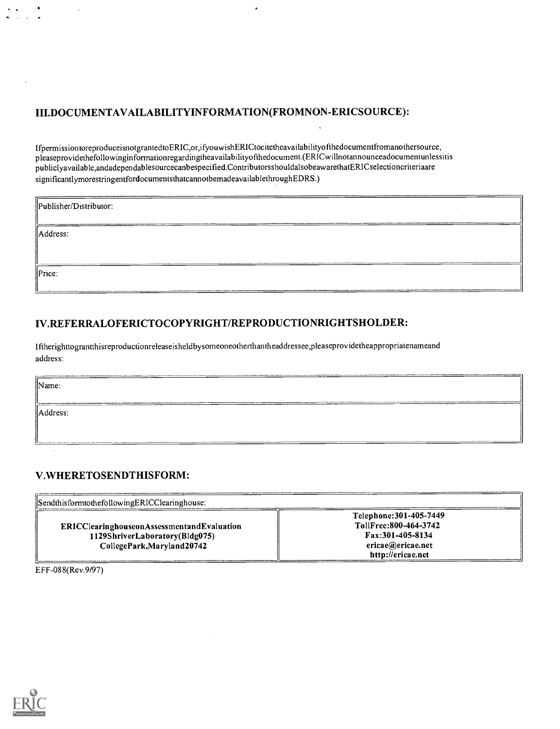## III.DOCUMENTAVAILABILITYINFORMATION(FROMNON-ERICSOURCE):

IfpermissiontoreproduceisnotgrantedtoERIC,or,ifyouwishERICtocitetheavailabilityofthedocumentfromanothersource, pleaseprovidethefollowinginformationregardingtheavailabilityofthedocument.(ERICwillnotannounceadocumentunlessitis publiclyavailable,andadependablesourcecanbespecified.ContributorsshouldalsobeawarethatERICselectioncriteriaare significantlymorestringentfordocumentsthatcannotbemadeavailablethroughEDRS.)

| |
|---|
| Publisher/Distributor: |
| Address: |
| Price: |

## IV.REFERRALOFERICTOCOPYRIGHT/REPRODUCTIONRIGHTSHOLDER:

Iftherighttograntthisreproductionreleaseisheldbysomeoneotherthantheaddressee,pleaseprovidetheappropriatenameand address:

| |
|---|
| Name: |
| Address: |

## V.WHERETOSENDTHISFORM:

| SendthisformtothefollowingERICClearinghouse: | |
|---|---|
| **ERICClearinghouseonAssessmentandEvaluation**<br>**1129ShriverLaboratory(Bldg075)**<br>**CollegePark,Maryland20742** | **Telephone:301-405-7449**<br>**TollFree:800-464-3742**<br>**Fax:301-405-8134**<br>**ericae@ericae.net**<br>**http://ericae.net** |

EFF-088(Rev.9/97)